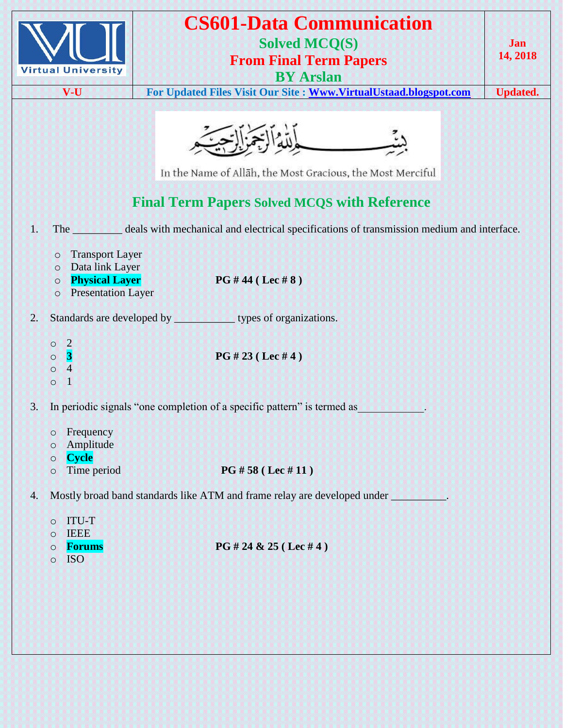# CS601-Data Communication

## Solved MCQ(S)

## From Final Term Papers

## BY Arslan

Jan 14, 2018

V-U | For Updated Files Visit Our Site : Www.VirtualUstaad.blogspot.com | Updated.

In the Name of Allāh, the Most Gracious, the Most Merciful

## Final Term Papers Solved MCQS with Reference

1. The _________ deals with mechanical and electrical specifications of transmission medium and interface.

   - Transport Layer
   - Data link Layer
   - **Physical Layer** — **PG # 44 ( Lec # 8 )**
   - Presentation Layer

2. Standards are developed by ___________ types of organizations.

   - 2
   - **3** — **PG # 23 ( Lec # 4 )**
   - 4
   - 1

3. In periodic signals "one completion of a specific pattern" is termed as____________.

   - Frequency
   - Amplitude
   - **Cycle**
   - Time period — **PG # 58 ( Lec # 11 )**

4. Mostly broad band standards like ATM and frame relay are developed under __________.

   - ITU-T
   - IEEE
   - **Forums** — **PG # 24 & 25 ( Lec # 4 )**
   - ISO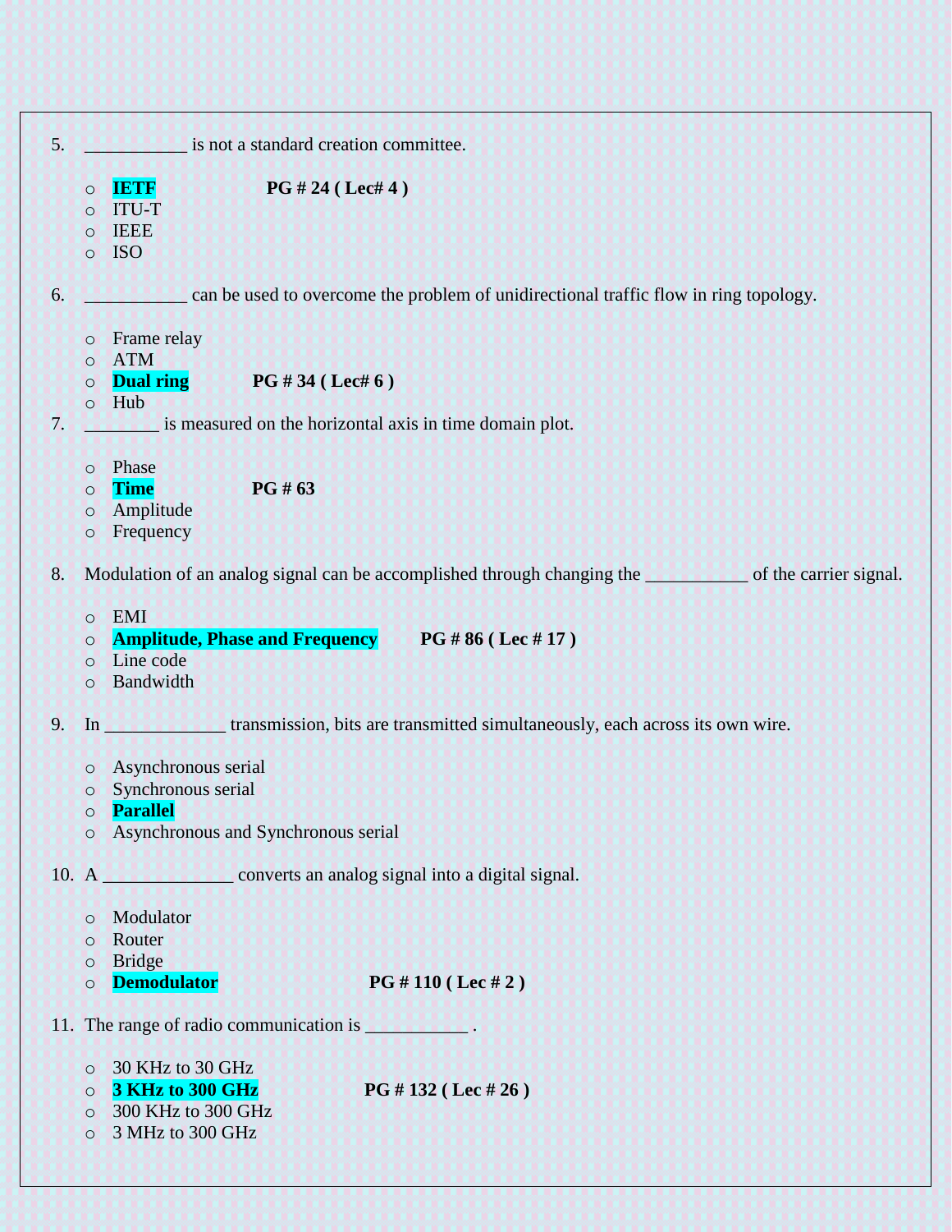5. ___________ is not a standard creation committee.

   - **IETF** **PG # 24 ( Lec# 4 )**
   - ITU-T
   - IEEE
   - ISO

6. ___________ can be used to overcome the problem of unidirectional traffic flow in ring topology.

   - Frame relay
   - ATM
   - **Dual ring** **PG # 34 ( Lec# 6 )**
   - Hub

7. ________ is measured on the horizontal axis in time domain plot.

   - Phase
   - **Time** **PG # 63**
   - Amplitude
   - Frequency

8. Modulation of an analog signal can be accomplished through changing the ___________ of the carrier signal.

   - EMI
   - **Amplitude, Phase and Frequency** **PG # 86 ( Lec # 17 )**
   - Line code
   - Bandwidth

9. In _____________ transmission, bits are transmitted simultaneously, each across its own wire.

   - Asynchronous serial
   - Synchronous serial
   - **Parallel**
   - Asynchronous and Synchronous serial

10. A ______________ converts an analog signal into a digital signal.

    - Modulator
    - Router
    - Bridge
    - **Demodulator** **PG # 110 ( Lec # 2 )**

11. The range of radio communication is ___________ .

    - 30 KHz to 30 GHz
    - **3 KHz to 300 GHz** **PG # 132 ( Lec # 26 )**
    - 300 KHz to 300 GHz
    - 3 MHz to 300 GHz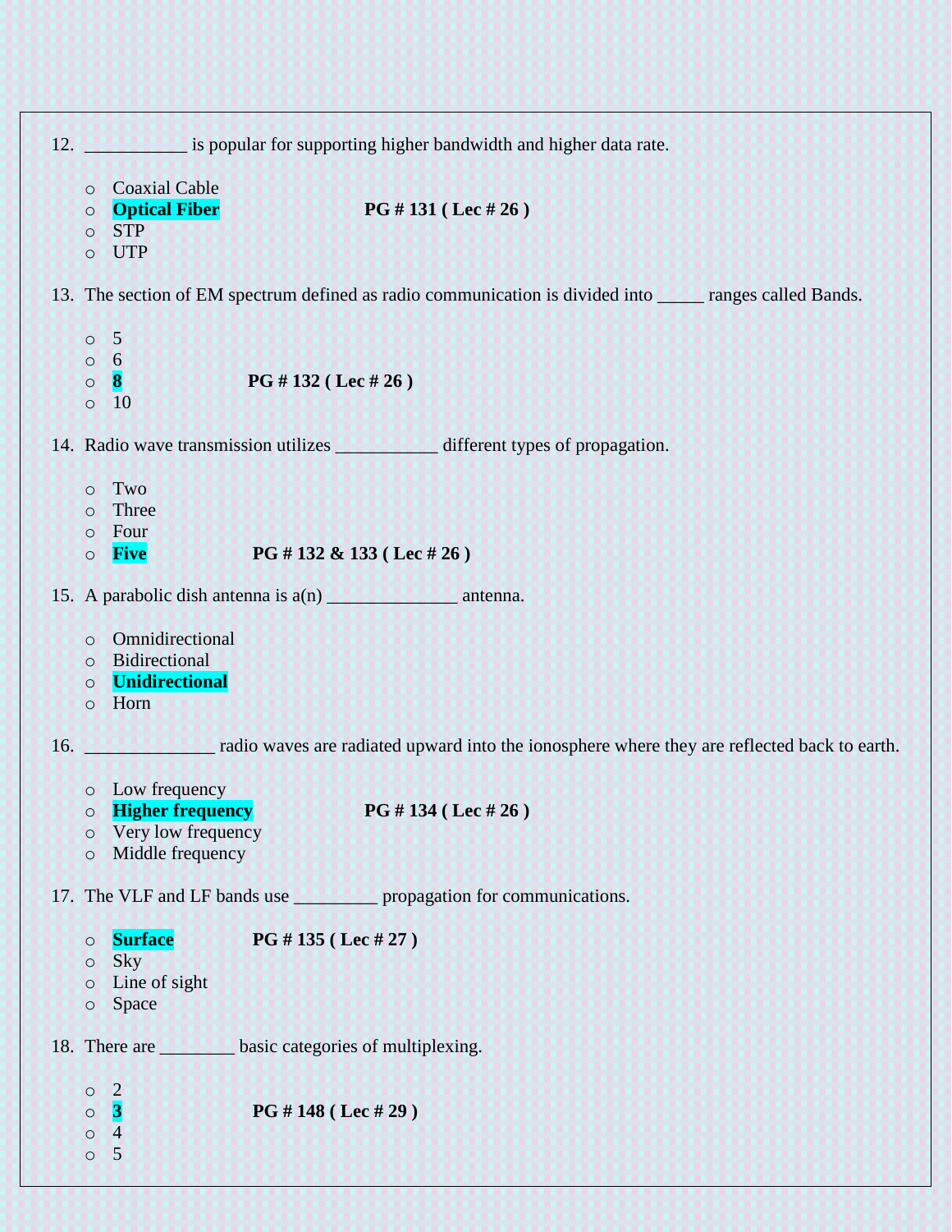12. ___________ is popular for supporting higher bandwidth and higher data rate.

    - Coaxial Cable
    - **Optical Fiber** **PG # 131 ( Lec # 26 )**
    - STP
    - UTP

13. The section of EM spectrum defined as radio communication is divided into _____ ranges called Bands.

    - 5
    - 6
    - **8** **PG # 132 ( Lec # 26 )**
    - 10

14. Radio wave transmission utilizes ___________ different types of propagation.

    - Two
    - Three
    - Four
    - **Five** **PG # 132 & 133 ( Lec # 26 )**

15. A parabolic dish antenna is a(n) ______________ antenna.

    - Omnidirectional
    - Bidirectional
    - **Unidirectional**
    - Horn

16. ______________ radio waves are radiated upward into the ionosphere where they are reflected back to earth.

    - Low frequency
    - **Higher frequency** **PG # 134 ( Lec # 26 )**
    - Very low frequency
    - Middle frequency

17. The VLF and LF bands use _________ propagation for communications.

    - **Surface** **PG # 135 ( Lec # 27 )**
    - Sky
    - Line of sight
    - Space

18. There are ________ basic categories of multiplexing.

    - 2
    - **3** **PG # 148 ( Lec # 29 )**
    - 4
    - 5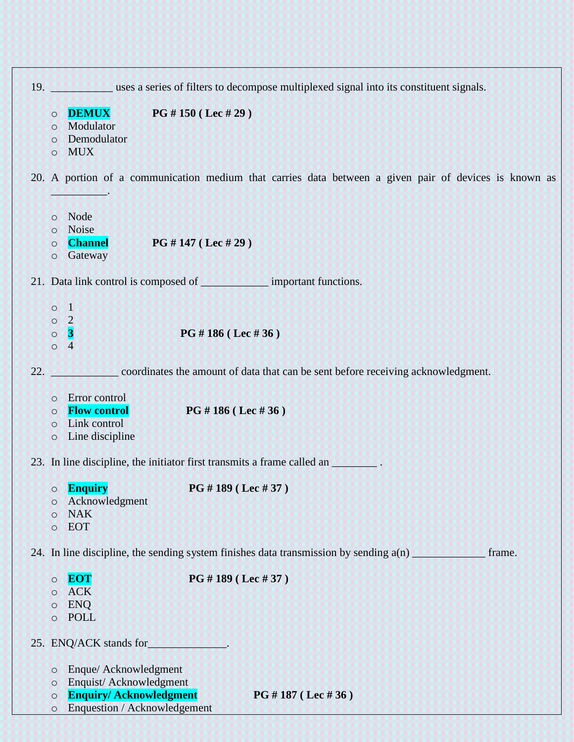19. ___________ uses a series of filters to decompose multiplexed signal into its constituent signals.

   - **DEMUX** **PG # 150 ( Lec # 29 )**
   - Modulator
   - Demodulator
   - MUX

20. A portion of a communication medium that carries data between a given pair of devices is known as __________.

   - Node
   - Noise
   - **Channel** **PG # 147 ( Lec # 29 )**
   - Gateway

21. Data link control is composed of ____________ important functions.

   - 1
   - 2
   - **3** **PG # 186 ( Lec # 36 )**
   - 4

22. ____________ coordinates the amount of data that can be sent before receiving acknowledgment.

   - Error control
   - **Flow control** **PG # 186 ( Lec # 36 )**
   - Link control
   - Line discipline

23. In line discipline, the initiator first transmits a frame called an ________ .

   - **Enquiry** **PG # 189 ( Lec # 37 )**
   - Acknowledgment
   - NAK
   - EOT

24. In line discipline, the sending system finishes data transmission by sending a(n) _____________ frame.

   - **EOT** **PG # 189 ( Lec # 37 )**
   - ACK
   - ENQ
   - POLL

25. ENQ/ACK stands for______________.

   - Enque/ Acknowledgment
   - Enquist/ Acknowledgment
   - **Enquiry/ Acknowledgment** **PG # 187 ( Lec # 36 )**
   - Enquestion / Acknowledgement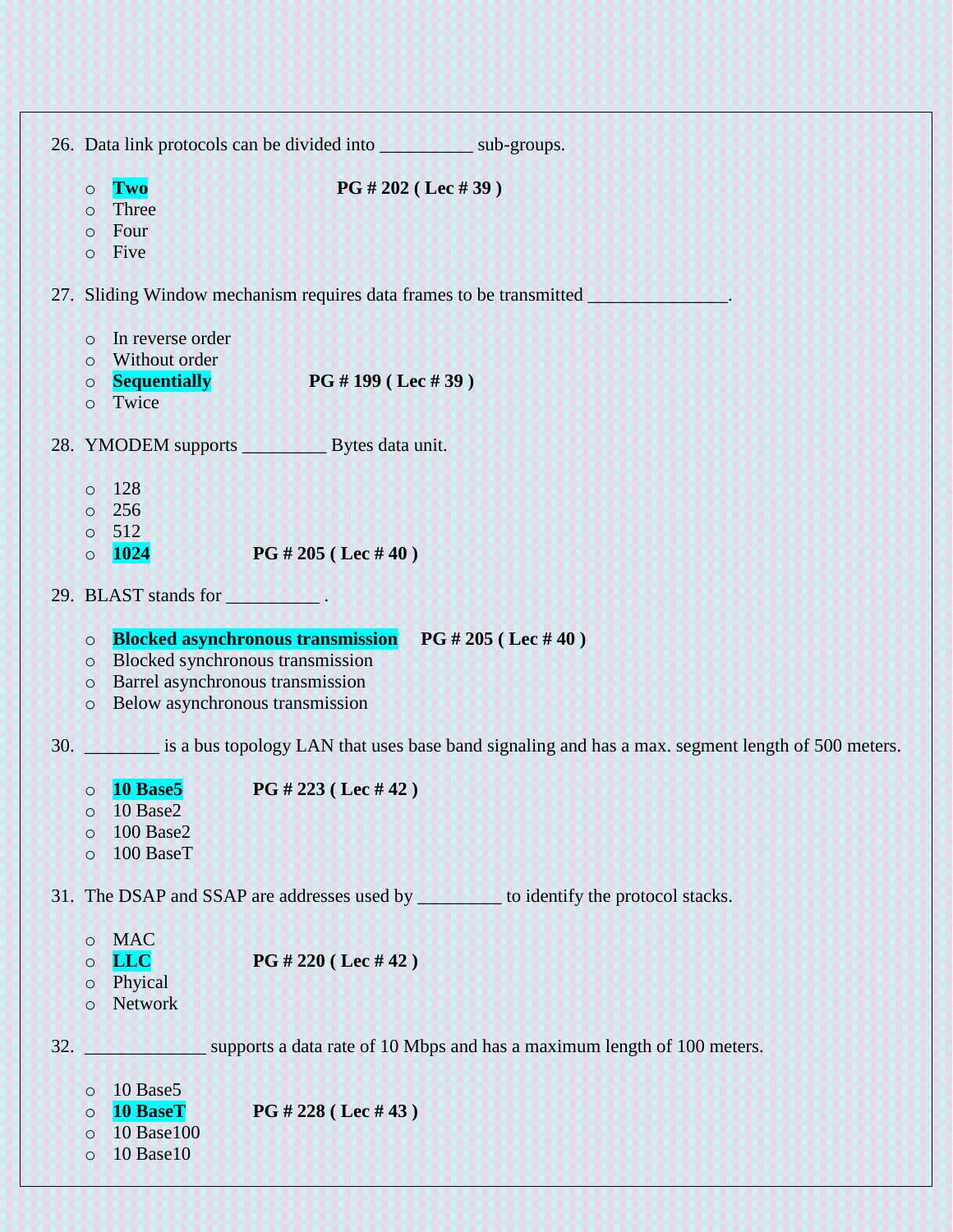26. Data link protocols can be divided into __________ sub-groups.

   - **Two** **PG # 202 ( Lec # 39 )**
   - Three
   - Four
   - Five

27. Sliding Window mechanism requires data frames to be transmitted _______________.

   - In reverse order
   - Without order
   - **Sequentially** **PG # 199 ( Lec # 39 )**
   - Twice

28. YMODEM supports _________ Bytes data unit.

   - 128
   - 256
   - 512
   - **1024** **PG # 205 ( Lec # 40 )**

29. BLAST stands for __________ .

   - **Blocked asynchronous transmission** **PG # 205 ( Lec # 40 )**
   - Blocked synchronous transmission
   - Barrel asynchronous transmission
   - Below asynchronous transmission

30. ________ is a bus topology LAN that uses base band signaling and has a max. segment length of 500 meters.

   - **10 Base5** **PG # 223 ( Lec # 42 )**
   - 10 Base2
   - 100 Base2
   - 100 BaseT

31. The DSAP and SSAP are addresses used by _________ to identify the protocol stacks.

   - MAC
   - **LLC** **PG # 220 ( Lec # 42 )**
   - Phyical
   - Network

32. _____________ supports a data rate of 10 Mbps and has a maximum length of 100 meters.

   - 10 Base5
   - **10 BaseT** **PG # 228 ( Lec # 43 )**
   - 10 Base100
   - 10 Base10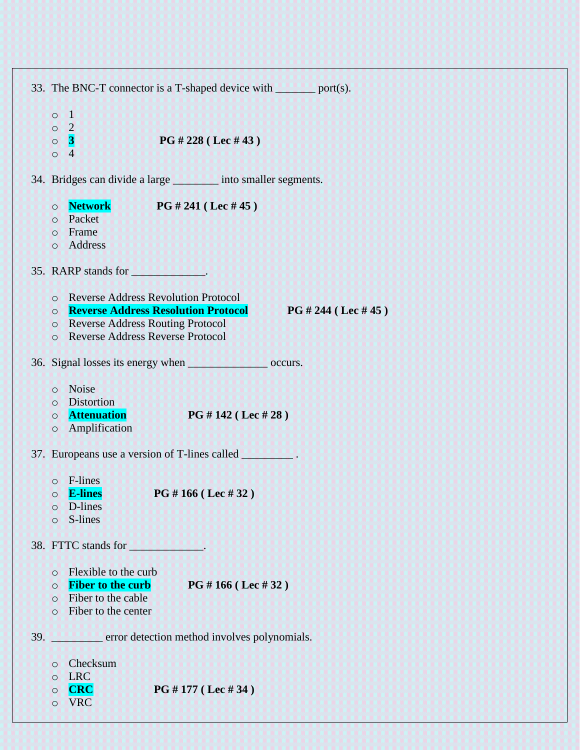33. The BNC-T connector is a T-shaped device with _______ port(s).

- 1
- 2
- **3** **PG # 228 ( Lec # 43 )**
- 4

34. Bridges can divide a large ________ into smaller segments.

- **Network** **PG # 241 ( Lec # 45 )**
- Packet
- Frame
- Address

35. RARP stands for _____________.

- Reverse Address Revolution Protocol
- **Reverse Address Resolution Protocol** **PG # 244 ( Lec # 45 )**
- Reverse Address Routing Protocol
- Reverse Address Reverse Protocol

36. Signal losses its energy when ______________ occurs.

- Noise
- Distortion
- **Attenuation** **PG # 142 ( Lec # 28 )**
- Amplification

37. Europeans use a version of T-lines called _________ .

- F-lines
- **E-lines** **PG # 166 ( Lec # 32 )**
- D-lines
- S-lines

38. FTTC stands for _____________.

- Flexible to the curb
- **Fiber to the curb** **PG # 166 ( Lec # 32 )**
- Fiber to the cable
- Fiber to the center

39. _________ error detection method involves polynomials.

- Checksum
- LRC
- **CRC** **PG # 177 ( Lec # 34 )**
- VRC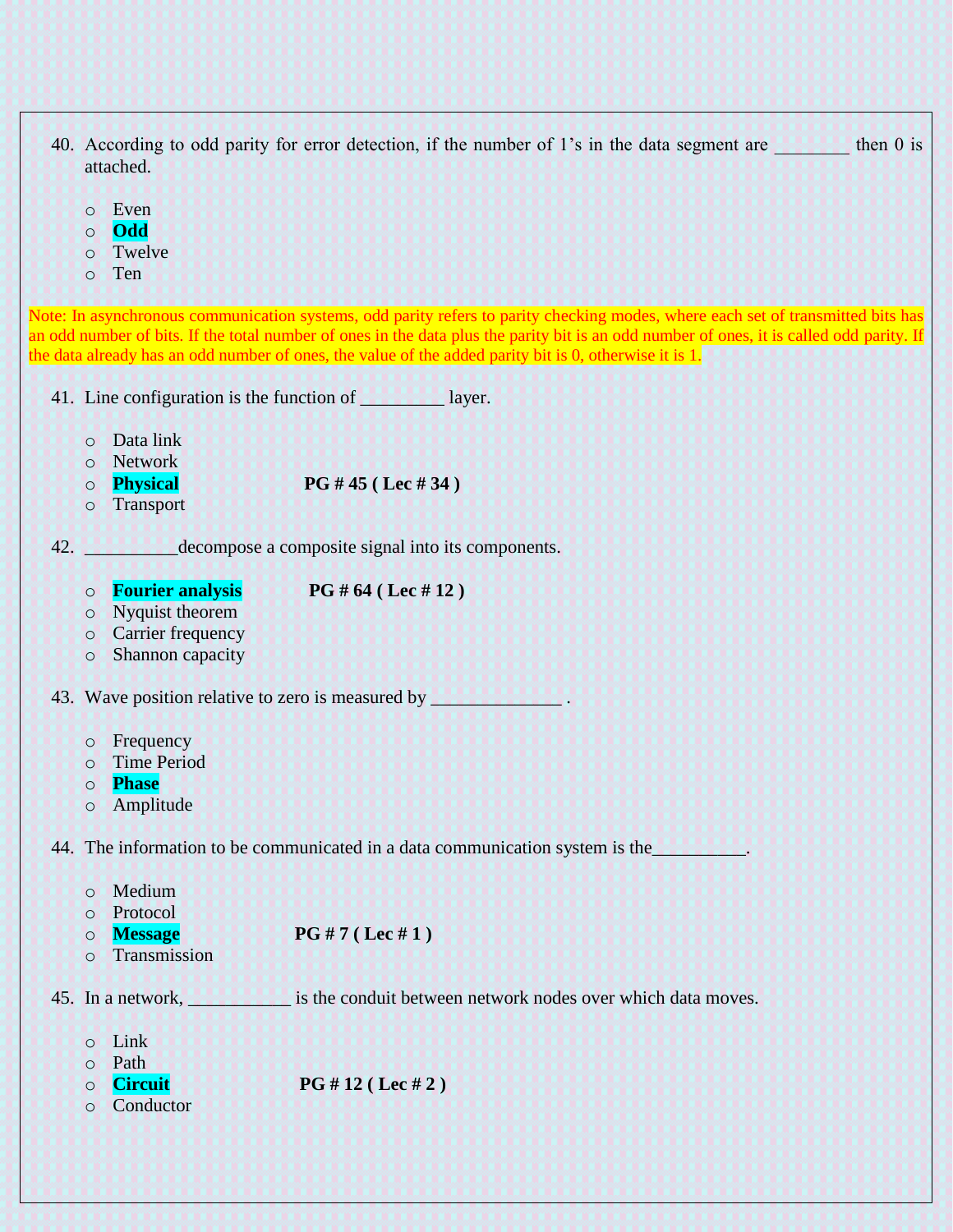40. According to odd parity for error detection, if the number of 1's in the data segment are ________ then 0 is attached.

- Even
- **Odd**
- Twelve
- Ten

Note: In asynchronous communication systems, odd parity refers to parity checking modes, where each set of transmitted bits has an odd number of bits. If the total number of ones in the data plus the parity bit is an odd number of ones, it is called odd parity. If the data already has an odd number of ones, the value of the added parity bit is 0, otherwise it is 1.

41. Line configuration is the function of _________ layer.

- Data link
- Network
- **Physical** **PG # 45 ( Lec # 34 )**
- Transport

42. __________decompose a composite signal into its components.

- **Fourier analysis** **PG # 64 ( Lec # 12 )**
- Nyquist theorem
- Carrier frequency
- Shannon capacity

43. Wave position relative to zero is measured by ______________ .

- Frequency
- Time Period
- **Phase**
- Amplitude

44. The information to be communicated in a data communication system is the__________.

- Medium
- Protocol
- **Message** **PG # 7 ( Lec # 1 )**
- Transmission

45. In a network, ___________ is the conduit between network nodes over which data moves.

- Link
- Path
- **Circuit** **PG # 12 ( Lec # 2 )**
- Conductor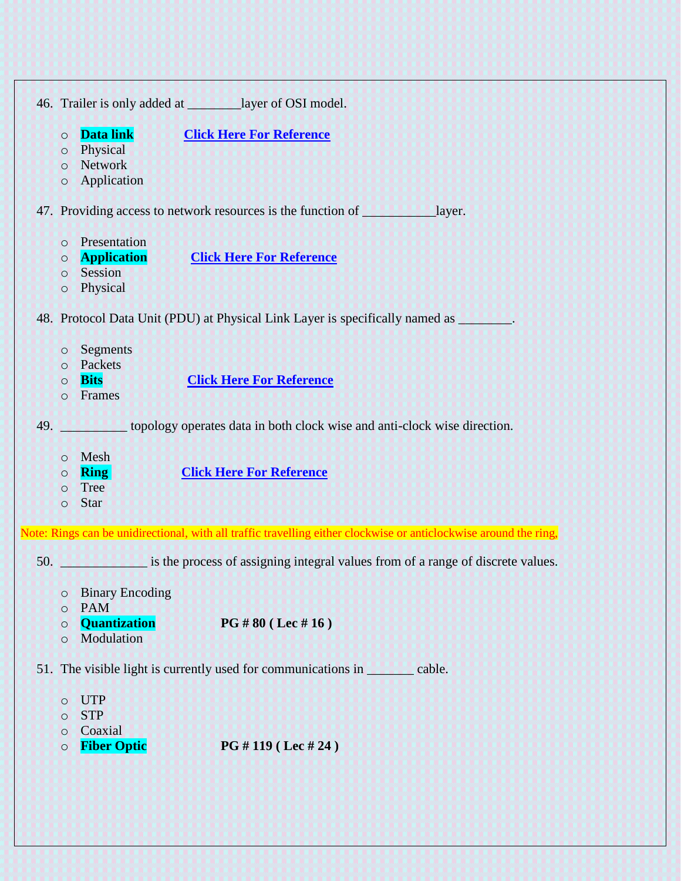46. Trailer is only added at ________layer of OSI model.

   - **Data link** **Click Here For Reference**
   - Physical
   - Network
   - Application

47. Providing access to network resources is the function of ___________layer.

   - Presentation
   - **Application** **Click Here For Reference**
   - Session
   - Physical

48. Protocol Data Unit (PDU) at Physical Link Layer is specifically named as ________.

   - Segments
   - Packets
   - **Bits** **Click Here For Reference**
   - Frames

49. __________ topology operates data in both clock wise and anti-clock wise direction.

   - Mesh
   - **Ring** **Click Here For Reference**
   - Tree
   - Star

Note: Rings can be unidirectional, with all traffic travelling either clockwise or anticlockwise around the ring,

50. _____________ is the process of assigning integral values from of a range of discrete values.

   - Binary Encoding
   - PAM
   - **Quantization** **PG # 80 ( Lec # 16 )**
   - Modulation

51. The visible light is currently used for communications in _______ cable.

   - UTP
   - STP
   - Coaxial
   - **Fiber Optic** **PG # 119 ( Lec # 24 )**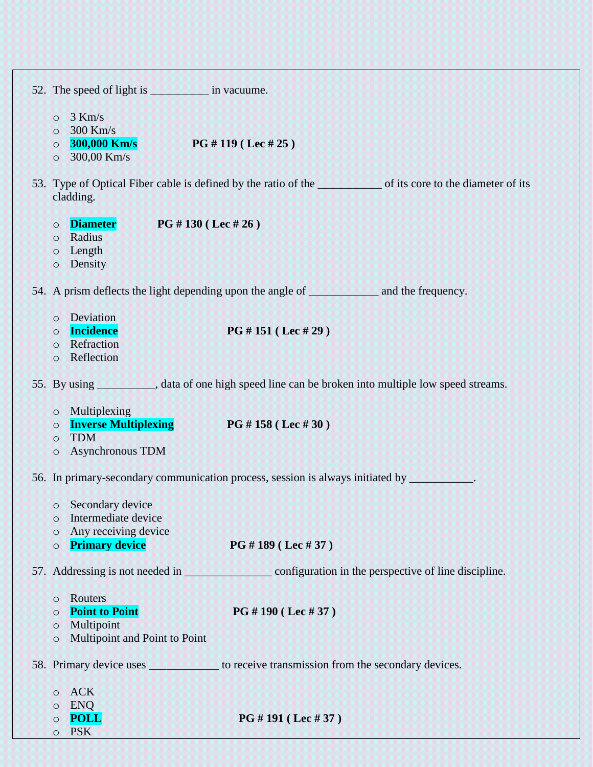52. The speed of light is __________ in vacuume.

   - 3 Km/s
   - 300 Km/s
   - **300,000 Km/s** **PG # 119 ( Lec # 25 )**
   - 300,00 Km/s

53. Type of Optical Fiber cable is defined by the ratio of the ___________ of its core to the diameter of its cladding.

   - **Diameter** **PG # 130 ( Lec # 26 )**
   - Radius
   - Length
   - Density

54. A prism deflects the light depending upon the angle of ____________ and the frequency.

   - Deviation
   - **Incidence** **PG # 151 ( Lec # 29 )**
   - Refraction
   - Reflection

55. By using __________, data of one high speed line can be broken into multiple low speed streams.

   - Multiplexing
   - **Inverse Multiplexing** **PG # 158 ( Lec # 30 )**
   - TDM
   - Asynchronous TDM

56. In primary-secondary communication process, session is always initiated by ___________.

   - Secondary device
   - Intermediate device
   - Any receiving device
   - **Primary device** **PG # 189 ( Lec # 37 )**

57. Addressing is not needed in _______________ configuration in the perspective of line discipline.

   - Routers
   - **Point to Point** **PG # 190 ( Lec # 37 )**
   - Multipoint
   - Multipoint and Point to Point

58. Primary device uses ____________ to receive transmission from the secondary devices.

   - ACK
   - ENQ
   - **POLL** **PG # 191 ( Lec # 37 )**
   - PSK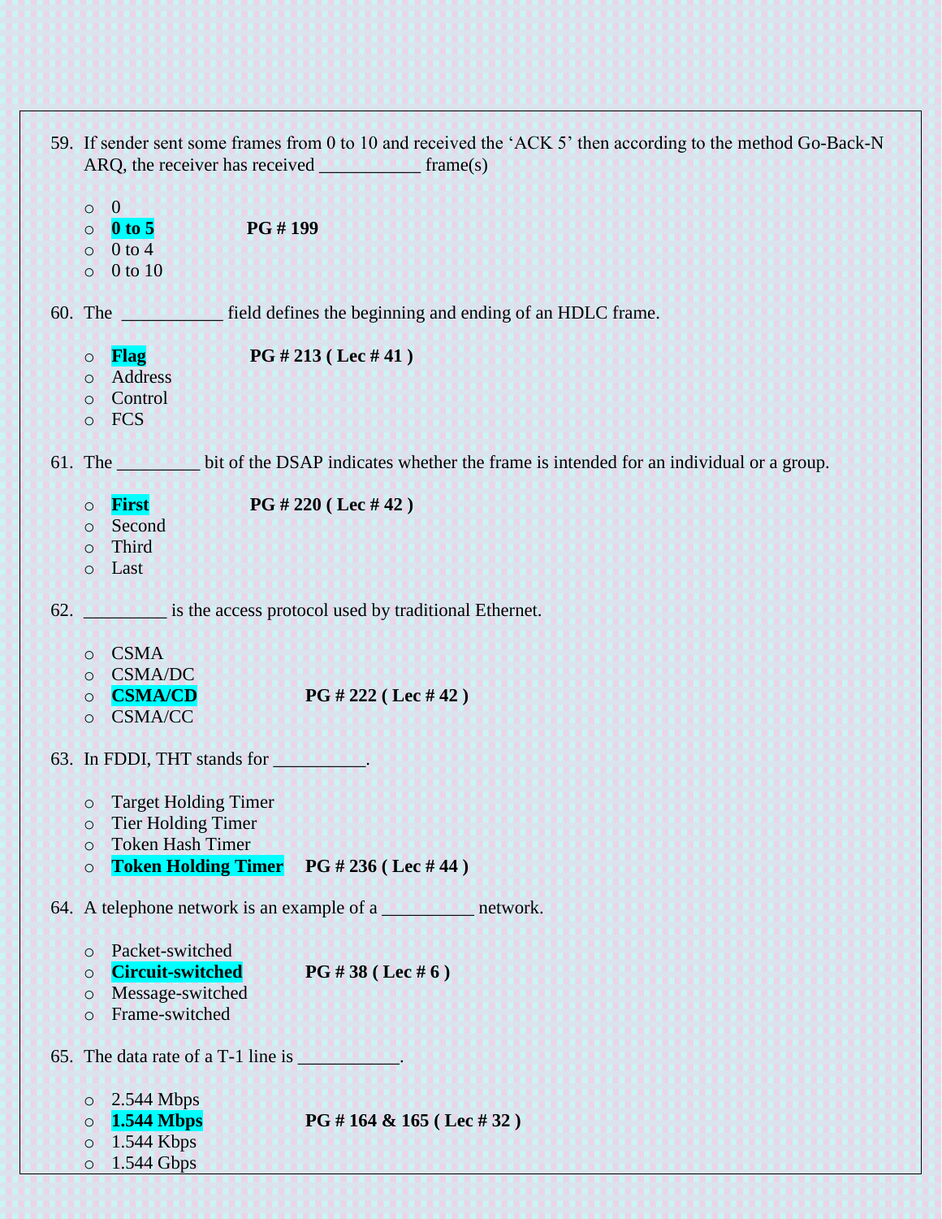59. If sender sent some frames from 0 to 10 and received the 'ACK 5' then according to the method Go-Back-N ARQ, the receiver has received ___________ frame(s)

   - 0
   - **0 to 5** **PG # 199**
   - 0 to 4
   - 0 to 10

60. The ___________ field defines the beginning and ending of an HDLC frame.

   - **Flag** **PG # 213 ( Lec # 41 )**
   - Address
   - Control
   - FCS

61. The _________ bit of the DSAP indicates whether the frame is intended for an individual or a group.

   - **First** **PG # 220 ( Lec # 42 )**
   - Second
   - Third
   - Last

62. _________ is the access protocol used by traditional Ethernet.

   - CSMA
   - CSMA/DC
   - **CSMA/CD** **PG # 222 ( Lec # 42 )**
   - CSMA/CC

63. In FDDI, THT stands for __________.

   - Target Holding Timer
   - Tier Holding Timer
   - Token Hash Timer
   - **Token Holding Timer** **PG # 236 ( Lec # 44 )**

64. A telephone network is an example of a __________ network.

   - Packet-switched
   - **Circuit-switched** **PG # 38 ( Lec # 6 )**
   - Message-switched
   - Frame-switched

65. The data rate of a T-1 line is ___________.

   - 2.544 Mbps
   - **1.544 Mbps** **PG # 164 & 165 ( Lec # 32 )**
   - 1.544 Kbps
   - 1.544 Gbps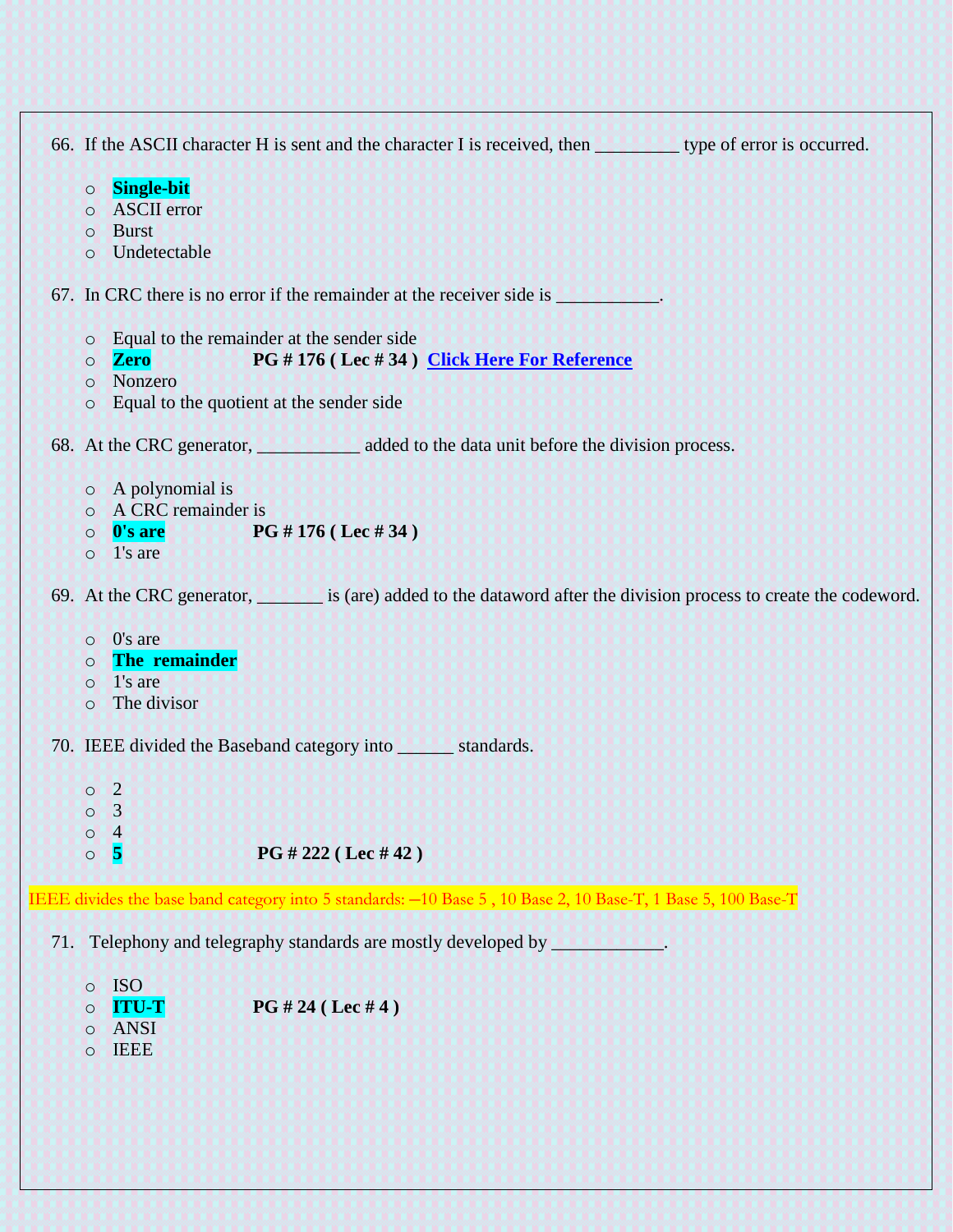66. If the ASCII character H is sent and the character I is received, then _________ type of error is occurred.

   - **Single-bit**
   - ASCII error
   - Burst
   - Undetectable

67. In CRC there is no error if the remainder at the receiver side is ___________.

   - Equal to the remainder at the sender side
   - **Zero** **PG # 176 ( Lec # 34 )** **Click Here For Reference**
   - Nonzero
   - Equal to the quotient at the sender side

68. At the CRC generator, ___________ added to the data unit before the division process.

   - A polynomial is
   - A CRC remainder is
   - **0's are** **PG # 176 ( Lec # 34 )**
   - 1's are

69. At the CRC generator, _______ is (are) added to the dataword after the division process to create the codeword.

   - 0's are
   - **The remainder**
   - 1's are
   - The divisor

70. IEEE divided the Baseband category into ______ standards.

   - 2
   - 3
   - 4
   - **5** **PG # 222 ( Lec # 42 )**

IEEE divides the base band category into 5 standards: ‒10 Base 5 , 10 Base 2, 10 Base-T, 1 Base 5, 100 Base-T

71. Telephony and telegraphy standards are mostly developed by ____________.

   - ISO
   - **ITU-T** **PG # 24 ( Lec # 4 )**
   - ANSI
   - IEEE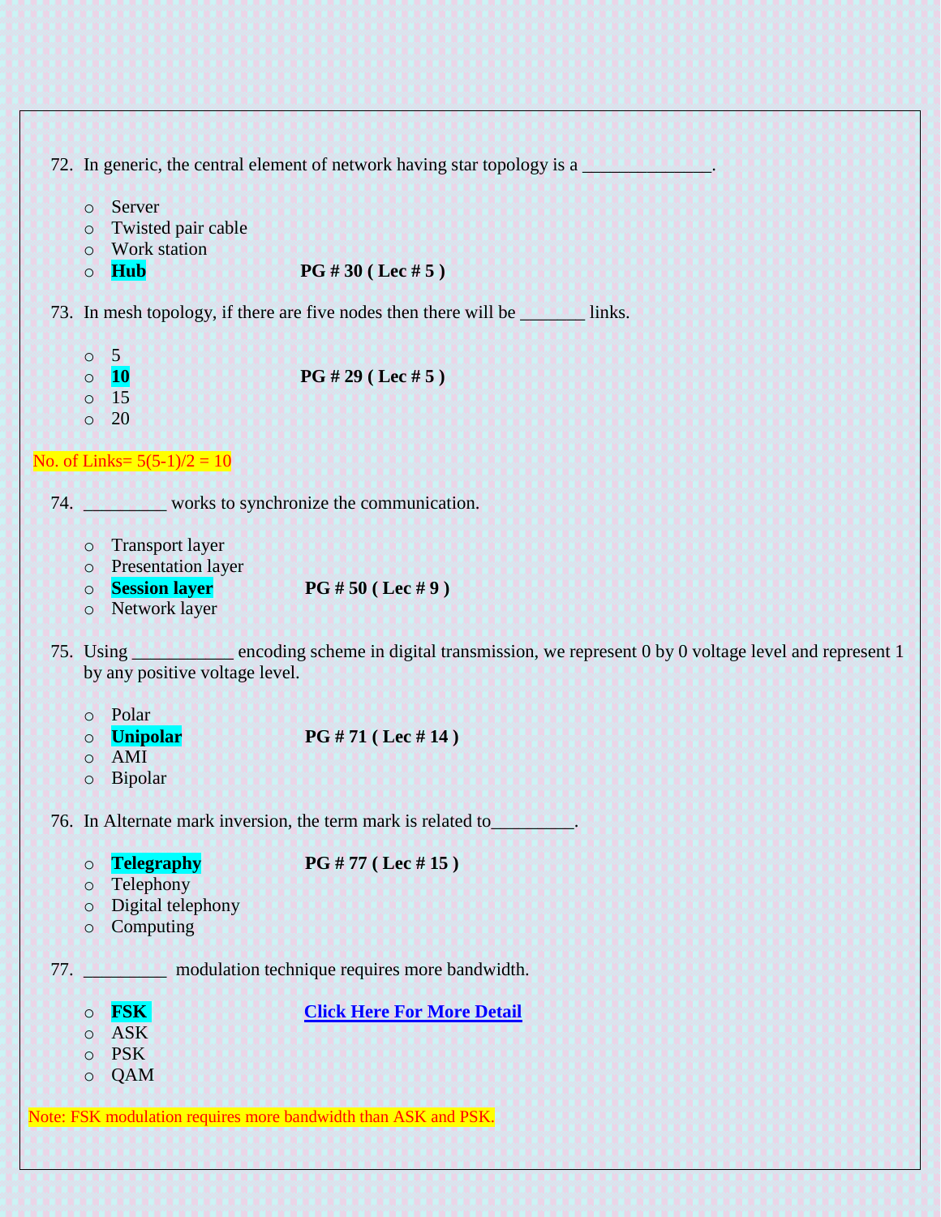72. In generic, the central element of network having star topology is a ______________.

- Server
- Twisted pair cable
- Work station
- **Hub** **PG # 30 ( Lec # 5 )**

73. In mesh topology, if there are five nodes then there will be _______ links.

- 5
- **10** **PG # 29 ( Lec # 5 )**
- 15
- 20

No. of Links= 5(5-1)/2 = 10

74. _________ works to synchronize the communication.

- Transport layer
- Presentation layer
- **Session layer** **PG # 50 ( Lec # 9 )**
- Network layer

75. Using ___________ encoding scheme in digital transmission, we represent 0 by 0 voltage level and represent 1 by any positive voltage level.

- Polar
- **Unipolar** **PG # 71 ( Lec # 14 )**
- AMI
- Bipolar

76. In Alternate mark inversion, the term mark is related to_________.

- **Telegraphy** **PG # 77 ( Lec # 15 )**
- Telephony
- Digital telephony
- Computing

77. _________ modulation technique requires more bandwidth.

- **FSK** **Click Here For More Detail**
- ASK
- PSK
- QAM

Note: FSK modulation requires more bandwidth than ASK and PSK.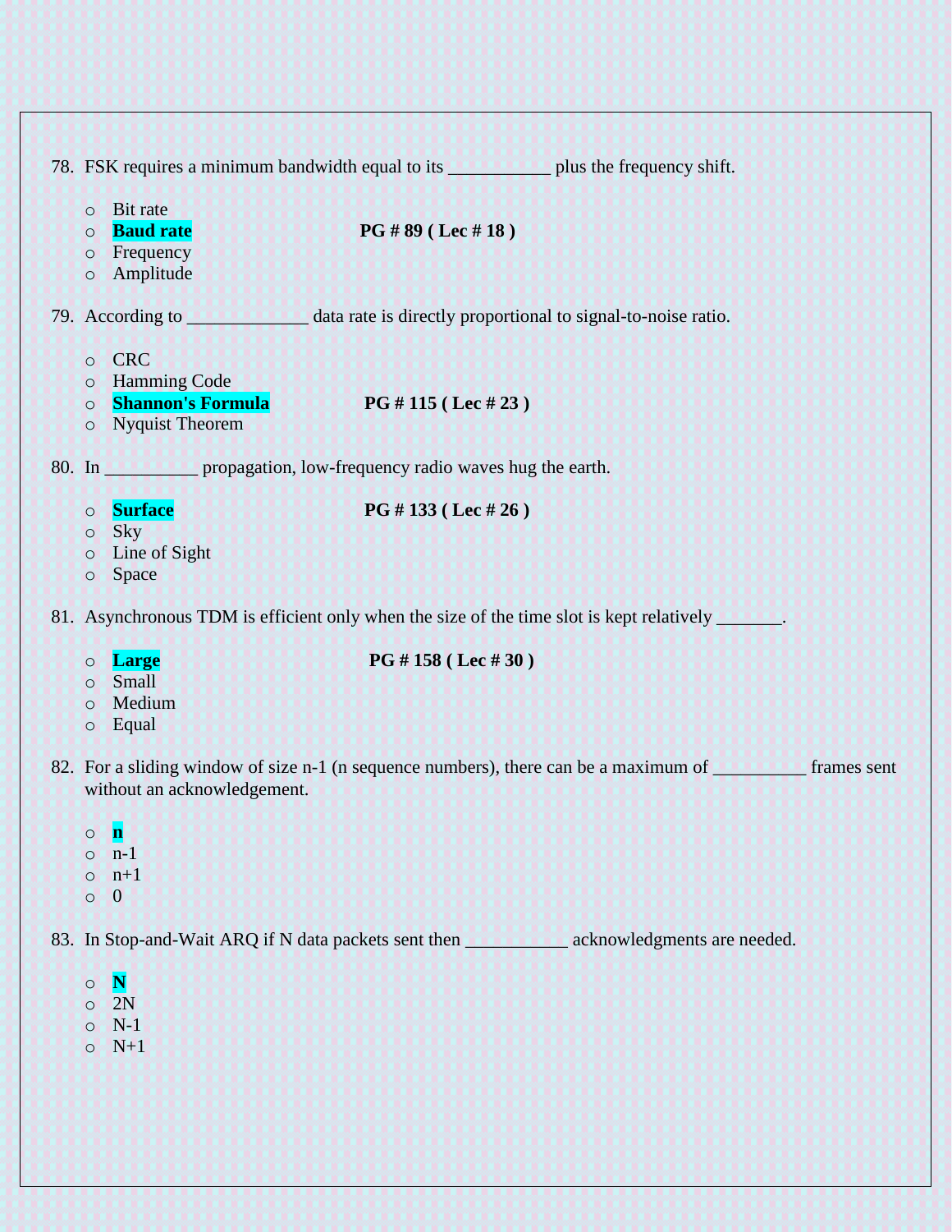78. FSK requires a minimum bandwidth equal to its ___________ plus the frequency shift.

   - Bit rate
   - **Baud rate** **PG # 89 ( Lec # 18 )**
   - Frequency
   - Amplitude

79. According to _____________ data rate is directly proportional to signal-to-noise ratio.

   - CRC
   - Hamming Code
   - **Shannon's Formula** **PG # 115 ( Lec # 23 )**
   - Nyquist Theorem

80. In __________ propagation, low-frequency radio waves hug the earth.

   - **Surface** **PG # 133 ( Lec # 26 )**
   - Sky
   - Line of Sight
   - Space

81. Asynchronous TDM is efficient only when the size of the time slot is kept relatively _______.

   - **Large** **PG # 158 ( Lec # 30 )**
   - Small
   - Medium
   - Equal

82. For a sliding window of size n-1 (n sequence numbers), there can be a maximum of __________ frames sent without an acknowledgement.

   - **n**
   - n-1
   - n+1
   - 0

83. In Stop-and-Wait ARQ if N data packets sent then ___________ acknowledgments are needed.

   - **N**
   - 2N
   - N-1
   - N+1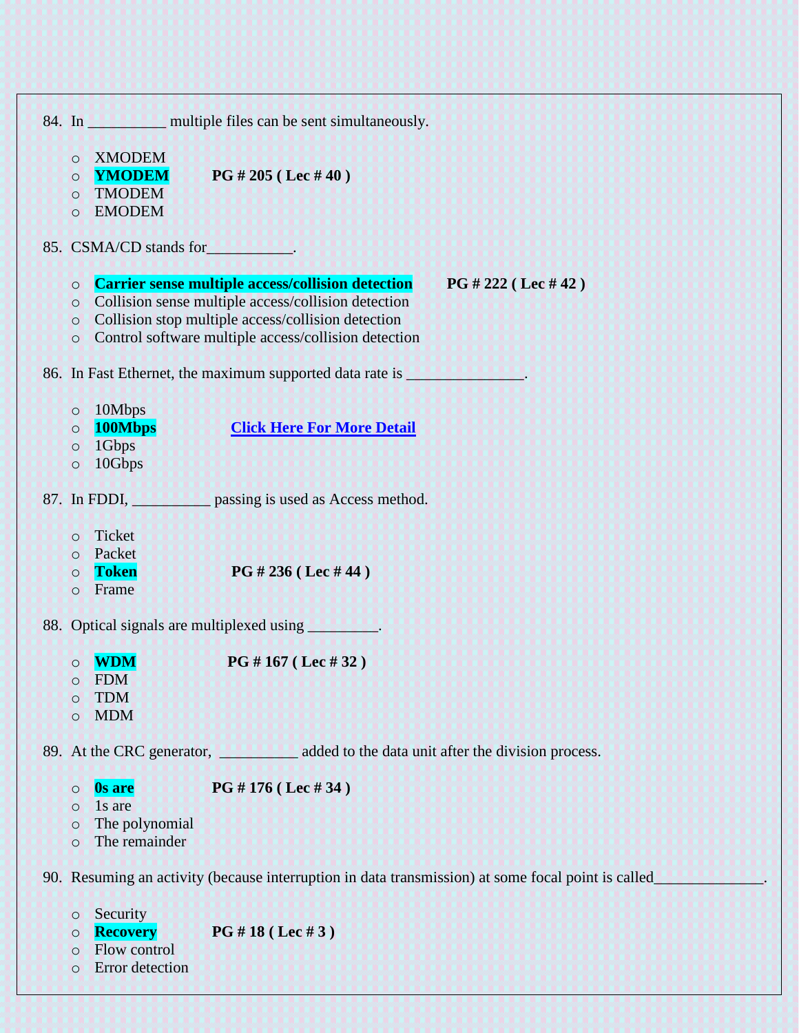84. In __________ multiple files can be sent simultaneously.

    - XMODEM
    - **YMODEM** **PG # 205 ( Lec # 40 )**
    - TMODEM
    - EMODEM

85. CSMA/CD stands for___________.

    - **Carrier sense multiple access/collision detection** **PG # 222 ( Lec # 42 )**
    - Collision sense multiple access/collision detection
    - Collision stop multiple access/collision detection
    - Control software multiple access/collision detection

86. In Fast Ethernet, the maximum supported data rate is _______________.

    - 10Mbps
    - **100Mbps** **Click Here For More Detail**
    - 1Gbps
    - 10Gbps

87. In FDDI, __________ passing is used as Access method.

    - Ticket
    - Packet
    - **Token** **PG # 236 ( Lec # 44 )**
    - Frame

88. Optical signals are multiplexed using _________.

    - **WDM** **PG # 167 ( Lec # 32 )**
    - FDM
    - TDM
    - MDM

89. At the CRC generator, __________ added to the data unit after the division process.

    - **0s are** **PG # 176 ( Lec # 34 )**
    - 1s are
    - The polynomial
    - The remainder

90. Resuming an activity (because interruption in data transmission) at some focal point is called______________.

    - Security
    - **Recovery** **PG # 18 ( Lec # 3 )**
    - Flow control
    - Error detection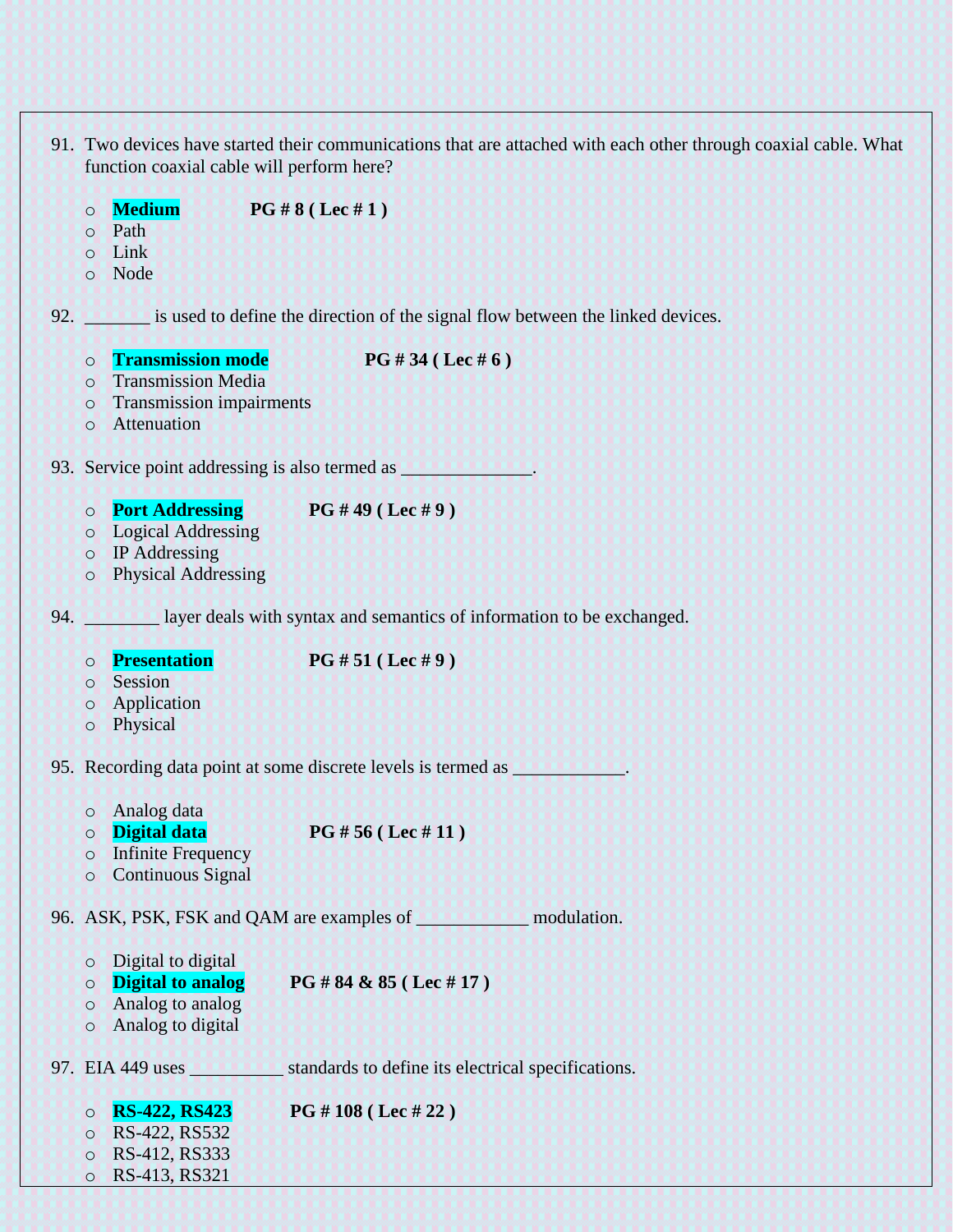91. Two devices have started their communications that are attached with each other through coaxial cable. What function coaxial cable will perform here?

    - **Medium** **PG # 8 ( Lec # 1 )**
    - Path
    - Link
    - Node

92. _______ is used to define the direction of the signal flow between the linked devices.

    - **Transmission mode** **PG # 34 ( Lec # 6 )**
    - Transmission Media
    - Transmission impairments
    - Attenuation

93. Service point addressing is also termed as ______________.

    - **Port Addressing** **PG # 49 ( Lec # 9 )**
    - Logical Addressing
    - IP Addressing
    - Physical Addressing

94. ________ layer deals with syntax and semantics of information to be exchanged.

    - **Presentation** **PG # 51 ( Lec # 9 )**
    - Session
    - Application
    - Physical

95. Recording data point at some discrete levels is termed as ____________.

    - Analog data
    - **Digital data** **PG # 56 ( Lec # 11 )**
    - Infinite Frequency
    - Continuous Signal

96. ASK, PSK, FSK and QAM are examples of ____________ modulation.

    - Digital to digital
    - **Digital to analog** **PG # 84 & 85 ( Lec # 17 )**
    - Analog to analog
    - Analog to digital

97. EIA 449 uses __________ standards to define its electrical specifications.

    - **RS-422, RS423** **PG # 108 ( Lec # 22 )**
    - RS-422, RS532
    - RS-412, RS333
    - RS-413, RS321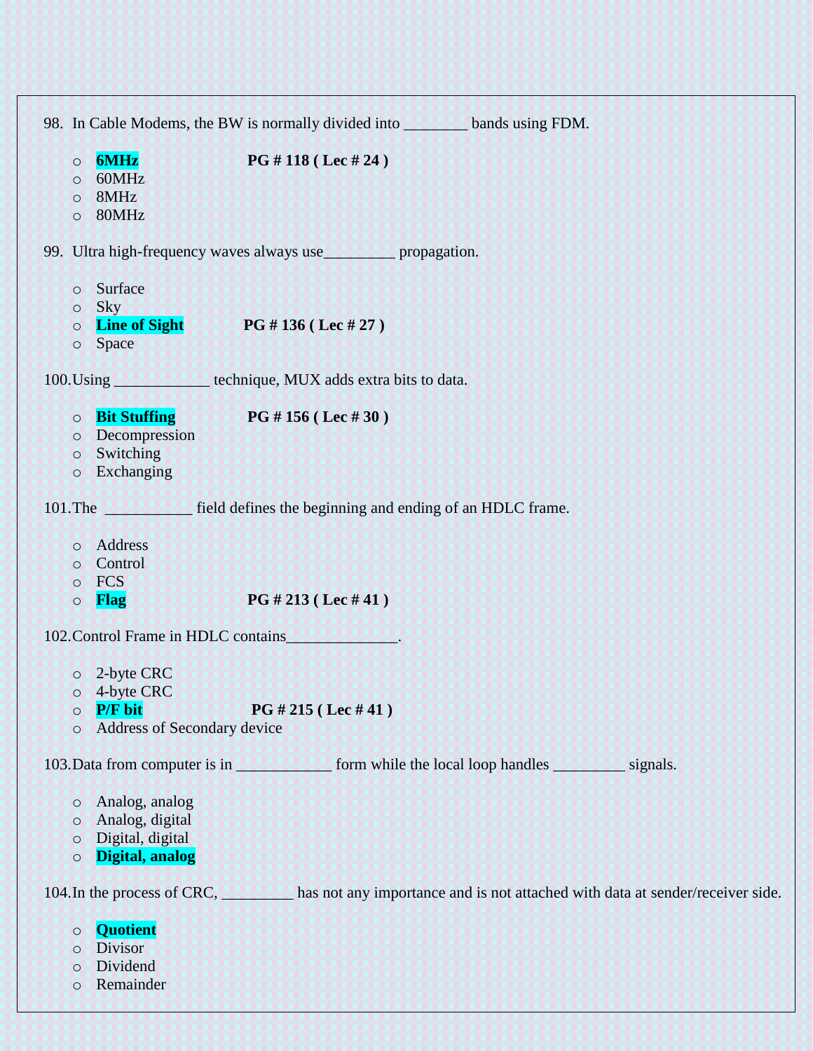98. In Cable Modems, the BW is normally divided into ________ bands using FDM.

- **6MHz** **PG # 118 ( Lec # 24 )**
- 60MHz
- 8MHz
- 80MHz

99. Ultra high-frequency waves always use_________ propagation.

- Surface
- Sky
- **Line of Sight** **PG # 136 ( Lec # 27 )**
- Space

100. Using ____________ technique, MUX adds extra bits to data.

- **Bit Stuffing** **PG # 156 ( Lec # 30 )**
- Decompression
- Switching
- Exchanging

101. The ___________ field defines the beginning and ending of an HDLC frame.

- Address
- Control
- FCS
- **Flag** **PG # 213 ( Lec # 41 )**

102. Control Frame in HDLC contains______________.

- 2-byte CRC
- 4-byte CRC
- **P/F bit** **PG # 215 ( Lec # 41 )**
- Address of Secondary device

103. Data from computer is in ____________ form while the local loop handles _________ signals.

- Analog, analog
- Analog, digital
- Digital, digital
- **Digital, analog**

104. In the process of CRC, _________ has not any importance and is not attached with data at sender/receiver side.

- **Quotient**
- Divisor
- Dividend
- Remainder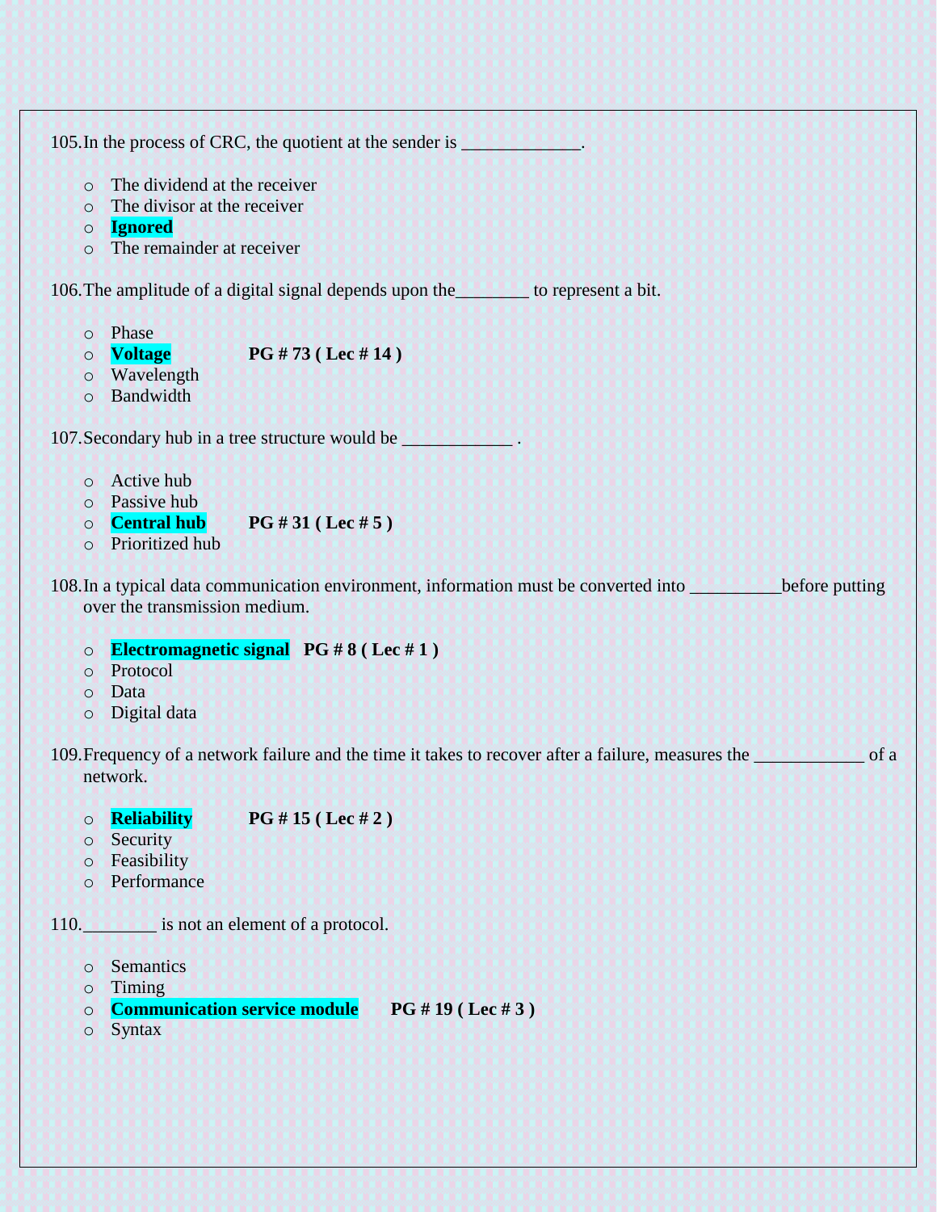105. In the process of CRC, the quotient at the sender is _____________.

- The dividend at the receiver
- The divisor at the receiver
- **Ignored**
- The remainder at receiver

106. The amplitude of a digital signal depends upon the________ to represent a bit.

- Phase
- **Voltage** **PG # 73 ( Lec # 14 )**
- Wavelength
- Bandwidth

107. Secondary hub in a tree structure would be ____________ .

- Active hub
- Passive hub
- **Central hub** **PG # 31 ( Lec # 5 )**
- Prioritized hub

108. In a typical data communication environment, information must be converted into __________before putting over the transmission medium.

- **Electromagnetic signal** **PG # 8 ( Lec # 1 )**
- Protocol
- Data
- Digital data

109. Frequency of a network failure and the time it takes to recover after a failure, measures the ____________ of a network.

- **Reliability** **PG # 15 ( Lec # 2 )**
- Security
- Feasibility
- Performance

110. ________ is not an element of a protocol.

- Semantics
- Timing
- **Communication service module** **PG # 19 ( Lec # 3 )**
- Syntax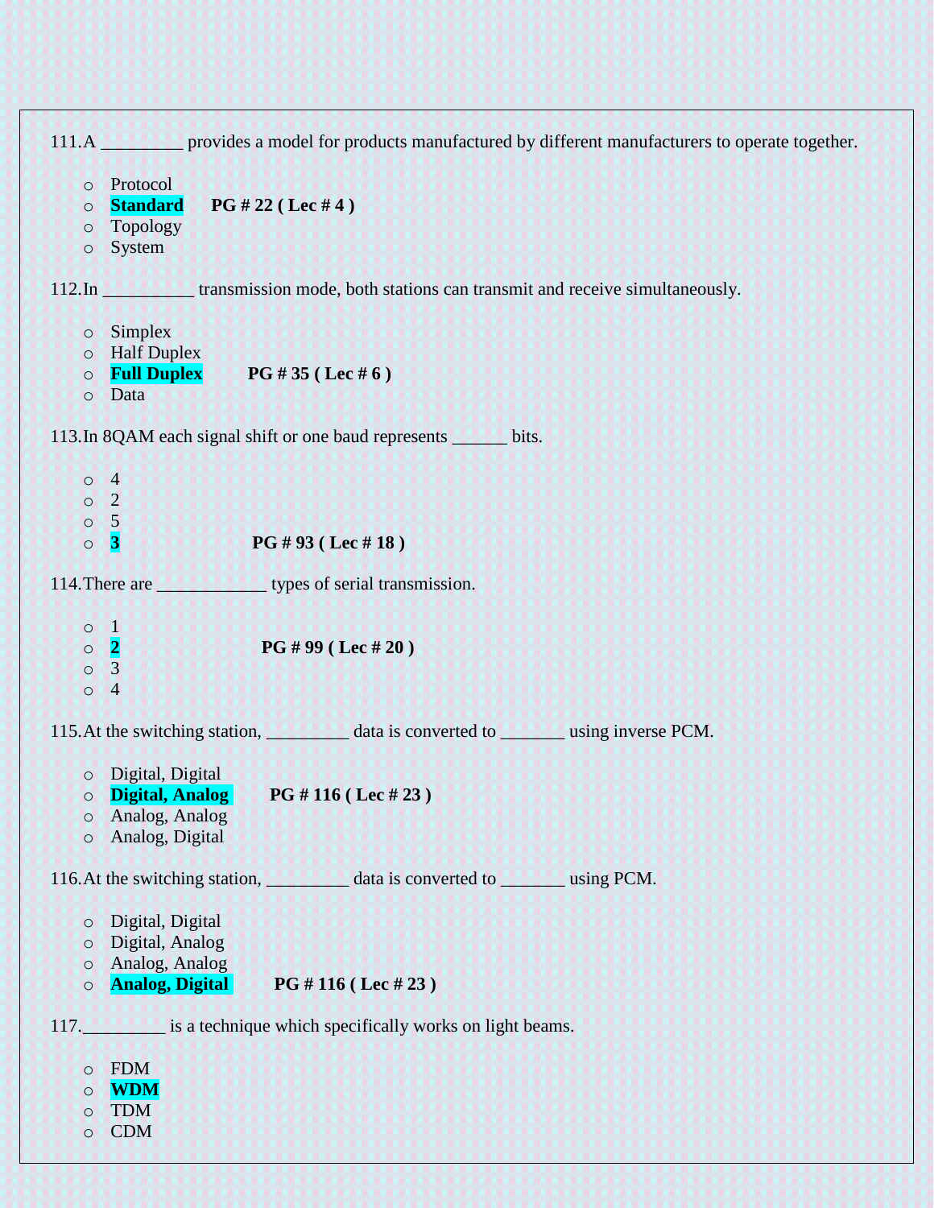111. A _________ provides a model for products manufactured by different manufacturers to operate together.

- Protocol
- **Standard** **PG # 22 ( Lec # 4 )**
- Topology
- System

112. In __________ transmission mode, both stations can transmit and receive simultaneously.

- Simplex
- Half Duplex
- **Full Duplex** **PG # 35 ( Lec # 6 )**
- Data

113. In 8QAM each signal shift or one baud represents ______ bits.

- 4
- 2
- 5
- **3** **PG # 93 ( Lec # 18 )**

114. There are ____________ types of serial transmission.

- 1
- **2** **PG # 99 ( Lec # 20 )**
- 3
- 4

115. At the switching station, _________ data is converted to _______ using inverse PCM.

- Digital, Digital
- **Digital, Analog** **PG # 116 ( Lec # 23 )**
- Analog, Analog
- Analog, Digital

116. At the switching station, _________ data is converted to _______ using PCM.

- Digital, Digital
- Digital, Analog
- Analog, Analog
- **Analog, Digital** **PG # 116 ( Lec # 23 )**

117. _________ is a technique which specifically works on light beams.

- FDM
- **WDM**
- TDM
- CDM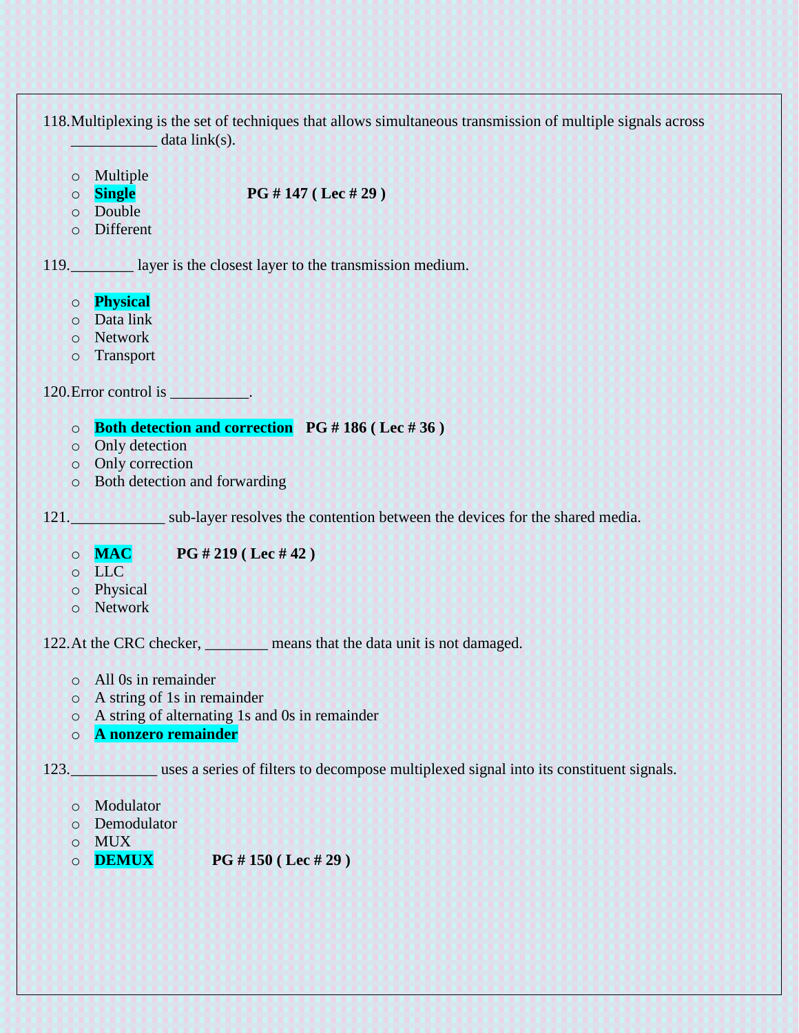118. Multiplexing is the set of techniques that allows simultaneous transmission of multiple signals across ___________ data link(s).

- Multiple
- **Single** **PG # 147 ( Lec # 29 )**
- Double
- Different

119. ________ layer is the closest layer to the transmission medium.

- **Physical**
- Data link
- Network
- Transport

120. Error control is __________.

- **Both detection and correction** **PG # 186 ( Lec # 36 )**
- Only detection
- Only correction
- Both detection and forwarding

121. ____________ sub-layer resolves the contention between the devices for the shared media.

- **MAC** **PG # 219 ( Lec # 42 )**
- LLC
- Physical
- Network

122. At the CRC checker, ________ means that the data unit is not damaged.

- All 0s in remainder
- A string of 1s in remainder
- A string of alternating 1s and 0s in remainder
- **A nonzero remainder**

123. ___________ uses a series of filters to decompose multiplexed signal into its constituent signals.

- Modulator
- Demodulator
- MUX
- **DEMUX** **PG # 150 ( Lec # 29 )**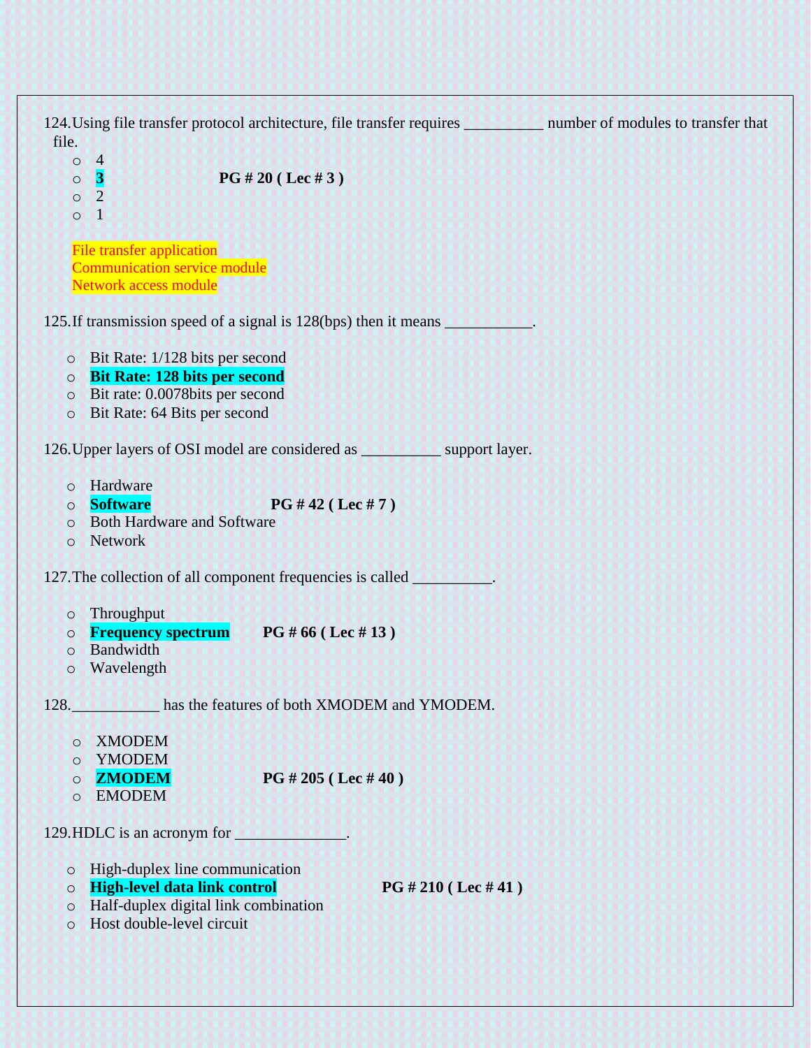124. Using file transfer protocol architecture, file transfer requires __________ number of modules to transfer that file.

- 4
- **3** **PG # 20 ( Lec # 3 )**
- 2
- 1

File transfer application
Communication service module
Network access module

125. If transmission speed of a signal is 128(bps) then it means ___________.

- Bit Rate: 1/128 bits per second
- **Bit Rate: 128 bits per second**
- Bit rate: 0.0078bits per second
- Bit Rate: 64 Bits per second

126. Upper layers of OSI model are considered as __________ support layer.

- Hardware
- **Software** **PG # 42 ( Lec # 7 )**
- Both Hardware and Software
- Network

127. The collection of all component frequencies is called __________.

- Throughput
- **Frequency spectrum** **PG # 66 ( Lec # 13 )**
- Bandwidth
- Wavelength

128. ___________ has the features of both XMODEM and YMODEM.

- XMODEM
- YMODEM
- **ZMODEM** **PG # 205 ( Lec # 40 )**
- EMODEM

129. HDLC is an acronym for ______________.

- High-duplex line communication
- **High-level data link control** **PG # 210 ( Lec # 41 )**
- Half-duplex digital link combination
- Host double-level circuit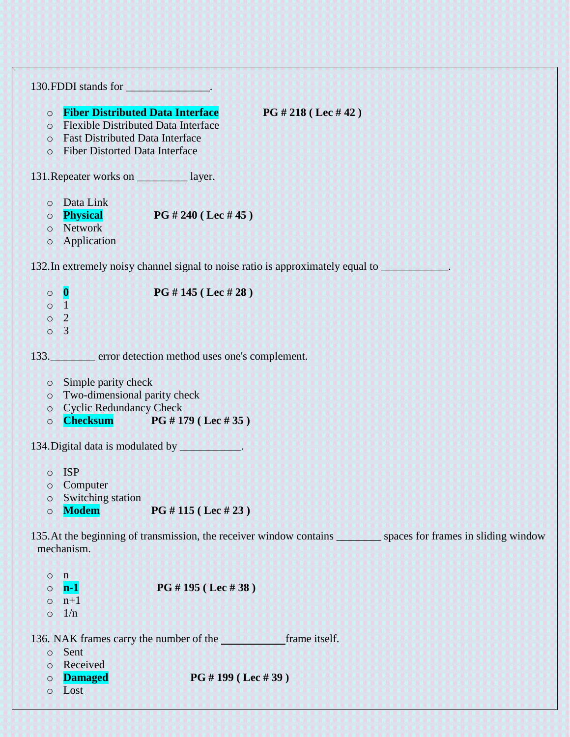130.FDDI stands for _______________.

- **Fiber Distributed Data Interface** **PG # 218 ( Lec # 42 )**
- Flexible Distributed Data Interface
- Fast Distributed Data Interface
- Fiber Distorted Data Interface

131.Repeater works on _________ layer.

- Data Link
- **Physical** **PG # 240 ( Lec # 45 )**
- Network
- Application

132.In extremely noisy channel signal to noise ratio is approximately equal to ____________.

- **0** **PG # 145 ( Lec # 28 )**
- 1
- 2
- 3

133.________ error detection method uses one's complement.

- Simple parity check
- Two-dimensional parity check
- Cyclic Redundancy Check
- **Checksum** **PG # 179 ( Lec # 35 )**

134.Digital data is modulated by ___________.

- ISP
- Computer
- Switching station
- **Modem** **PG # 115 ( Lec # 23 )**

135.At the beginning of transmission, the receiver window contains ________ spaces for frames in sliding window mechanism.

- n
- **n-1** **PG # 195 ( Lec # 38 )**
- n+1
- 1/n

136. NAK frames carry the number of the ____________frame itself.

- Sent
- Received
- **Damaged** **PG # 199 ( Lec # 39 )**
- Lost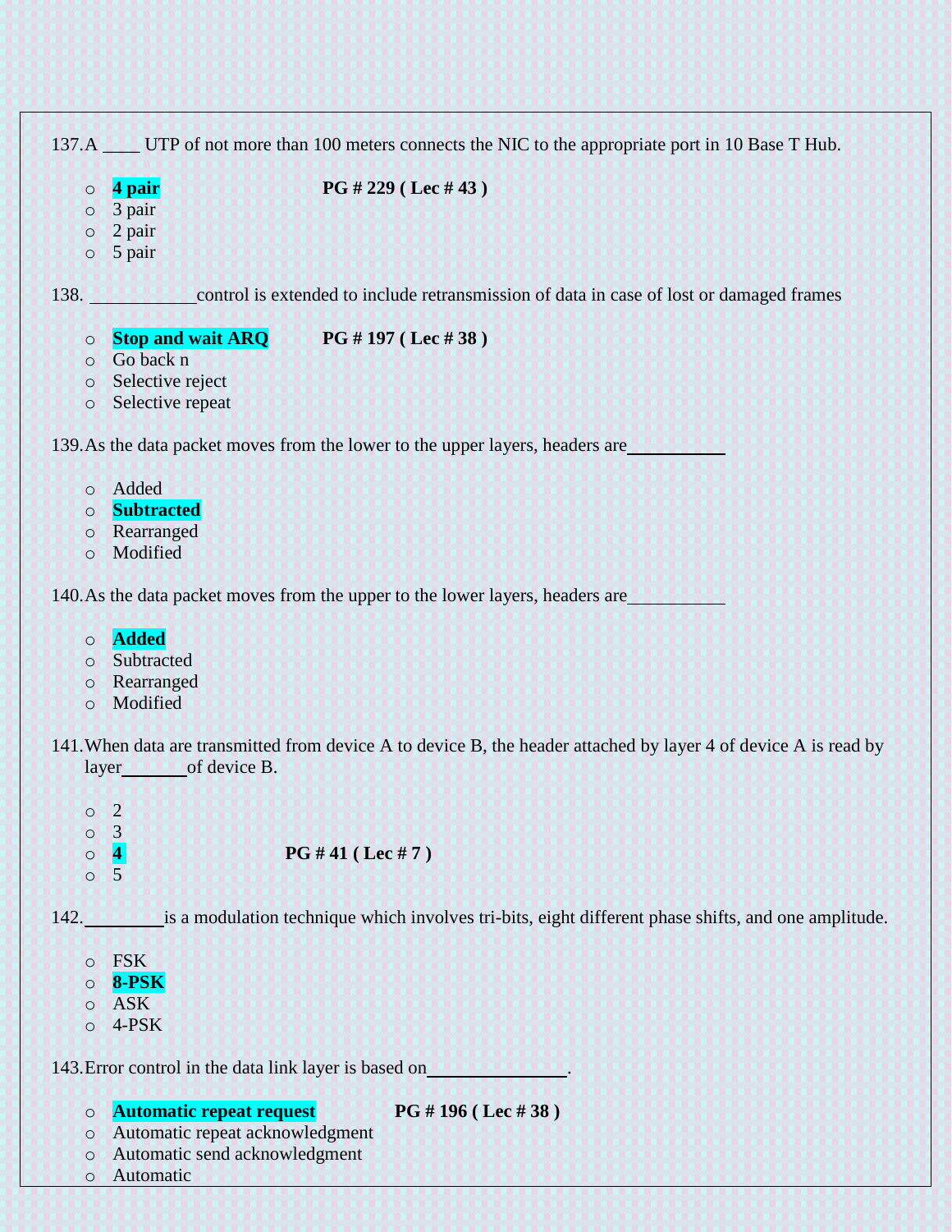137. A ____ UTP of not more than 100 meters connects the NIC to the appropriate port in 10 Base T Hub.

- **4 pair** **PG # 229 ( Lec # 43 )**
- 3 pair
- 2 pair
- 5 pair

138. ____________control is extended to include retransmission of data in case of lost or damaged frames

- **Stop and wait ARQ** **PG # 197 ( Lec # 38 )**
- Go back n
- Selective reject
- Selective repeat

139. As the data packet moves from the lower to the upper layers, headers are___________

- Added
- **Subtracted**
- Rearranged
- Modified

140. As the data packet moves from the upper to the lower layers, headers are___________

- **Added**
- Subtracted
- Rearranged
- Modified

141. When data are transmitted from device A to device B, the header attached by layer 4 of device A is read by layer_______of device B.

- 2
- 3
- **4** **PG # 41 ( Lec # 7 )**
- 5

142. ________is a modulation technique which involves tri-bits, eight different phase shifts, and one amplitude.

- FSK
- **8-PSK**
- ASK
- 4-PSK

143. Error control in the data link layer is based on_______________.

- **Automatic repeat request** **PG # 196 ( Lec # 38 )**
- Automatic repeat acknowledgment
- Automatic send acknowledgment
- Automatic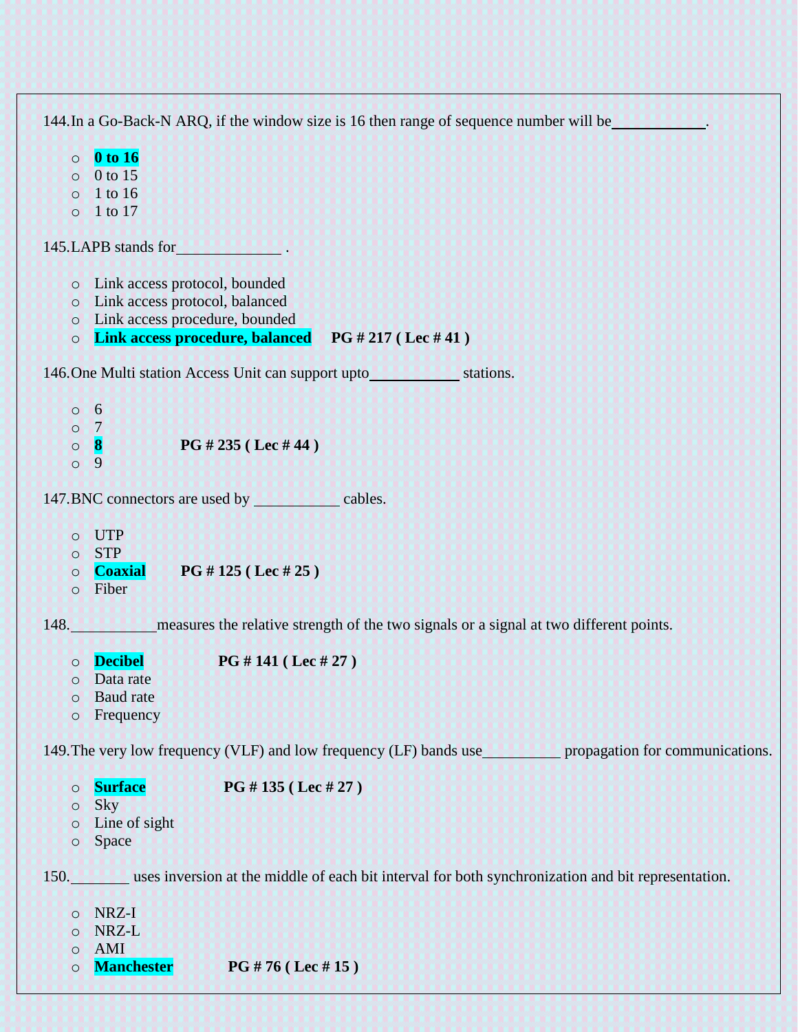144. In a Go-Back-N ARQ, if the window size is 16 then range of sequence number will be____________.

- **0 to 16**
- 0 to 15
- 1 to 16
- 1 to 17

145. LAPB stands for_____________ .

- Link access protocol, bounded
- Link access protocol, balanced
- Link access procedure, bounded
- **Link access procedure, balanced** **PG # 217 ( Lec # 41 )**

146. One Multi station Access Unit can support upto___________ stations.

- 6
- 7
- **8** **PG # 235 ( Lec # 44 )**
- 9

147. BNC connectors are used by ___________ cables.

- UTP
- STP
- **Coaxial** **PG # 125 ( Lec # 25 )**
- Fiber

148. ___________measures the relative strength of the two signals or a signal at two different points.

- **Decibel** **PG # 141 ( Lec # 27 )**
- Data rate
- Baud rate
- Frequency

149. The very low frequency (VLF) and low frequency (LF) bands use__________ propagation for communications.

- **Surface** **PG # 135 ( Lec # 27 )**
- Sky
- Line of sight
- Space

150. _______ uses inversion at the middle of each bit interval for both synchronization and bit representation.

- NRZ-I
- NRZ-L
- AMI
- **Manchester** **PG # 76 ( Lec # 15 )**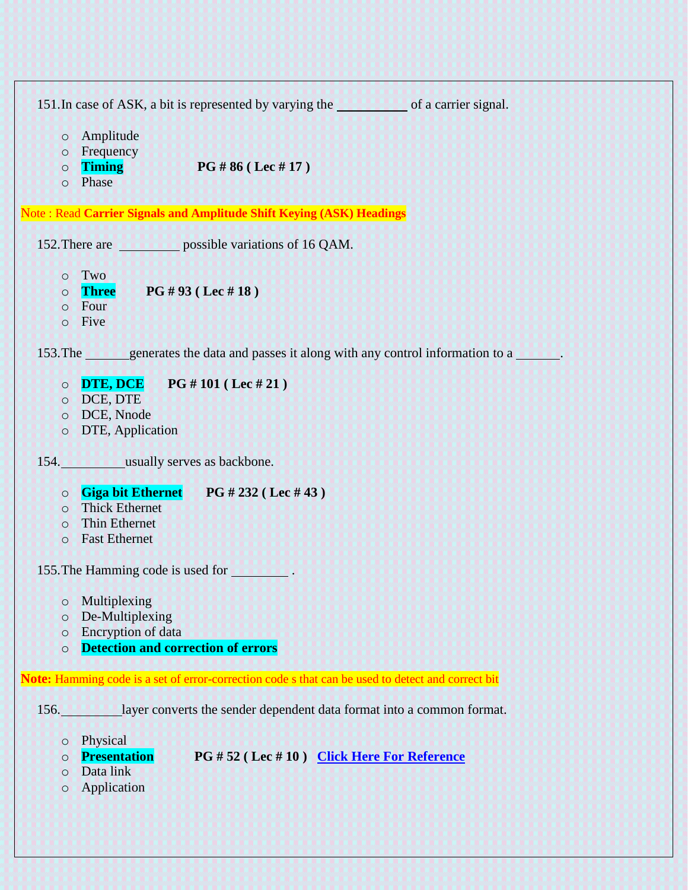151. In case of ASK, a bit is represented by varying the __________ of a carrier signal.

- Amplitude
- Frequency
- **Timing** **PG # 86 ( Lec # 17 )**
- Phase

Note : Read **Carrier Signals and Amplitude Shift Keying (ASK) Headings**

152. There are _________ possible variations of 16 QAM.

- Two
- **Three** **PG # 93 ( Lec # 18 )**
- Four
- Five

153. The _______generates the data and passes it along with any control information to a _______.

- **DTE, DCE** **PG # 101 ( Lec # 21 )**
- DCE, DTE
- DCE, Nnode
- DTE, Application

154. __________usually serves as backbone.

- **Giga bit Ethernet** **PG # 232 ( Lec # 43 )**
- Thick Ethernet
- Thin Ethernet
- Fast Ethernet

155. The Hamming code is used for ________ .

- Multiplexing
- De-Multiplexing
- Encryption of data
- **Detection and correction of errors**

**Note:** Hamming code is a set of error-correction code s that can be used to detect and correct bit

156. _________layer converts the sender dependent data format into a common format.

- Physical
- **Presentation** **PG # 52 ( Lec # 10 )** **Click Here For Reference**
- Data link
- Application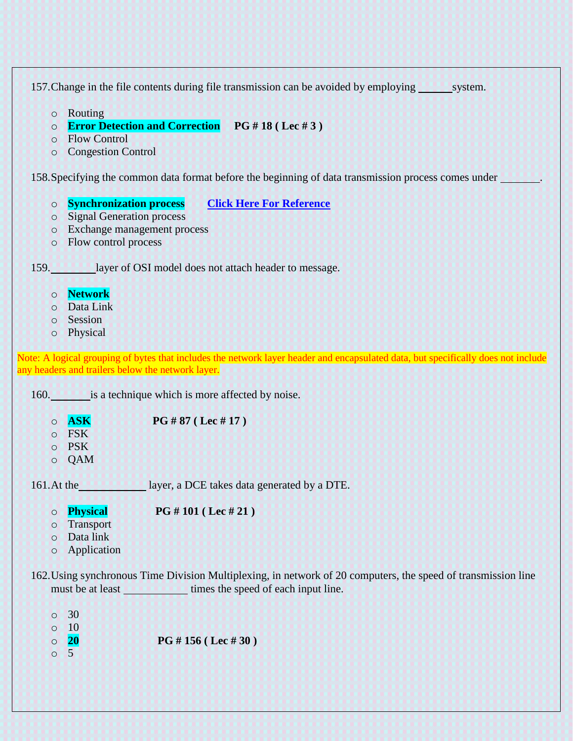157. Change in the file contents during file transmission can be avoided by employing ______system.

- Routing
- **Error Detection and Correction** **PG # 18 ( Lec # 3 )**
- Flow Control
- Congestion Control

158. Specifying the common data format before the beginning of data transmission process comes under _______.

- **Synchronization process** **Click Here For Reference**
- Signal Generation process
- Exchange management process
- Flow control process

159. ________layer of OSI model does not attach header to message.

- **Network**
- Data Link
- Session
- Physical

Note: A logical grouping of bytes that includes the network layer header and encapsulated data, but specifically does not include any headers and trailers below the network layer.

160. _______is a technique which is more affected by noise.

- **ASK** **PG # 87 ( Lec # 17 )**
- FSK
- PSK
- QAM

161. At the____________ layer, a DCE takes data generated by a DTE.

- **Physical** **PG # 101 ( Lec # 21 )**
- Transport
- Data link
- Application

162. Using synchronous Time Division Multiplexing, in network of 20 computers, the speed of transmission line must be at least ___________ times the speed of each input line.

- 30
- 10
- **20** **PG # 156 ( Lec # 30 )**
- 5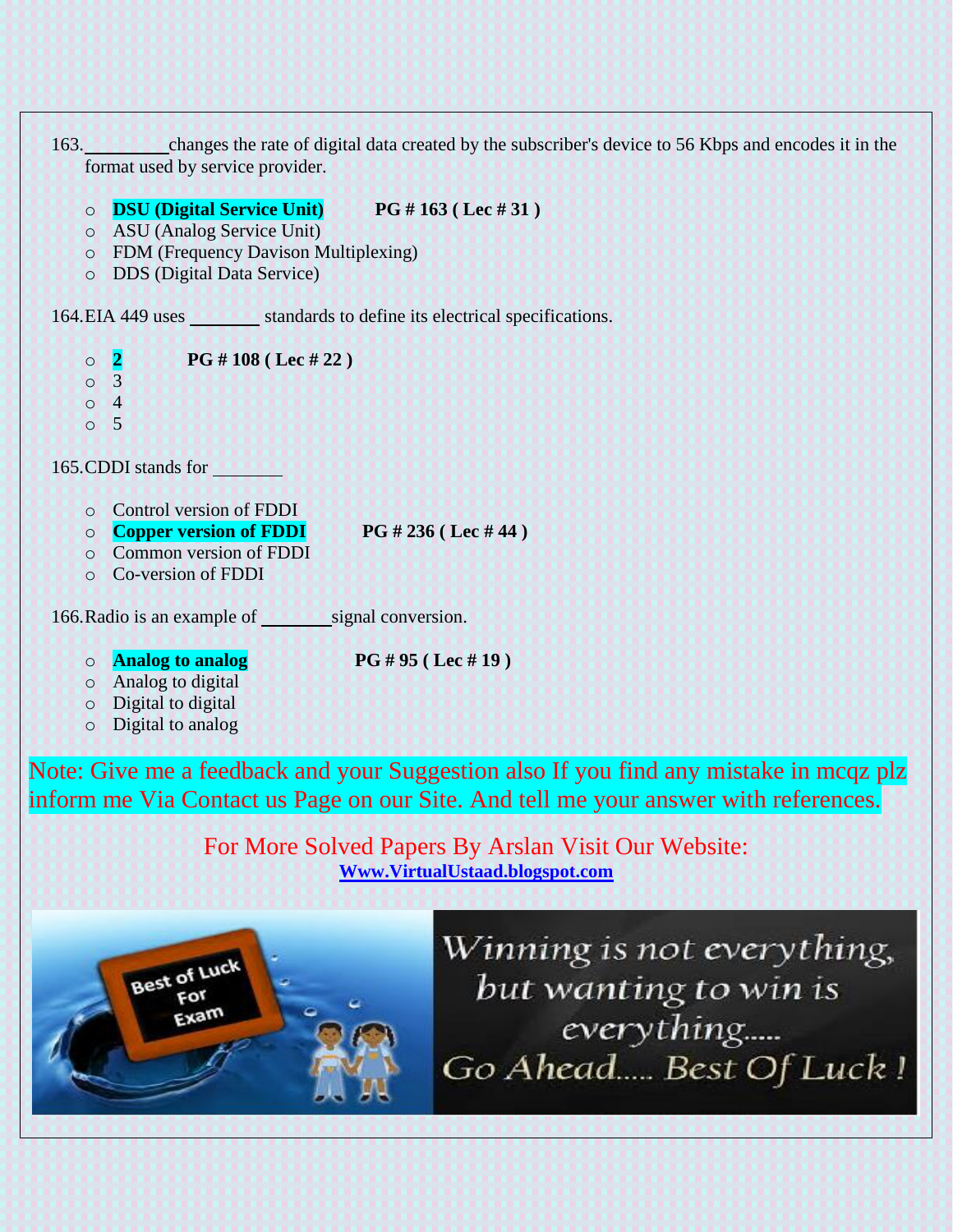163. _________ changes the rate of digital data created by the subscriber's device to 56 Kbps and encodes it in the format used by service provider.

- **DSU (Digital Service Unit)** **PG # 163 ( Lec # 31 )**
- ASU (Analog Service Unit)
- FDM (Frequency Davison Multiplexing)
- DDS (Digital Data Service)

164. EIA 449 uses ________ standards to define its electrical specifications.

- **2** **PG # 108 ( Lec # 22 )**
- 3
- 4
- 5

165. CDDI stands for ________

- Control version of FDDI
- **Copper version of FDDI** **PG # 236 ( Lec # 44 )**
- Common version of FDDI
- Co-version of FDDI

166. Radio is an example of ________ signal conversion.

- **Analog to analog** **PG # 95 ( Lec # 19 )**
- Analog to digital
- Digital to digital
- Digital to analog

Note: Give me a feedback and your Suggestion also If you find any mistake in mcqz plz inform me Via Contact us Page on our Site. And tell me your answer with references.

For More Solved Papers By Arslan Visit Our Website:
**Www.VirtualUstaad.blogspot.com**

Best of Luck For Exam

Winning is not everything, but wanting to win is everything..... Go Ahead..... Best Of Luck !